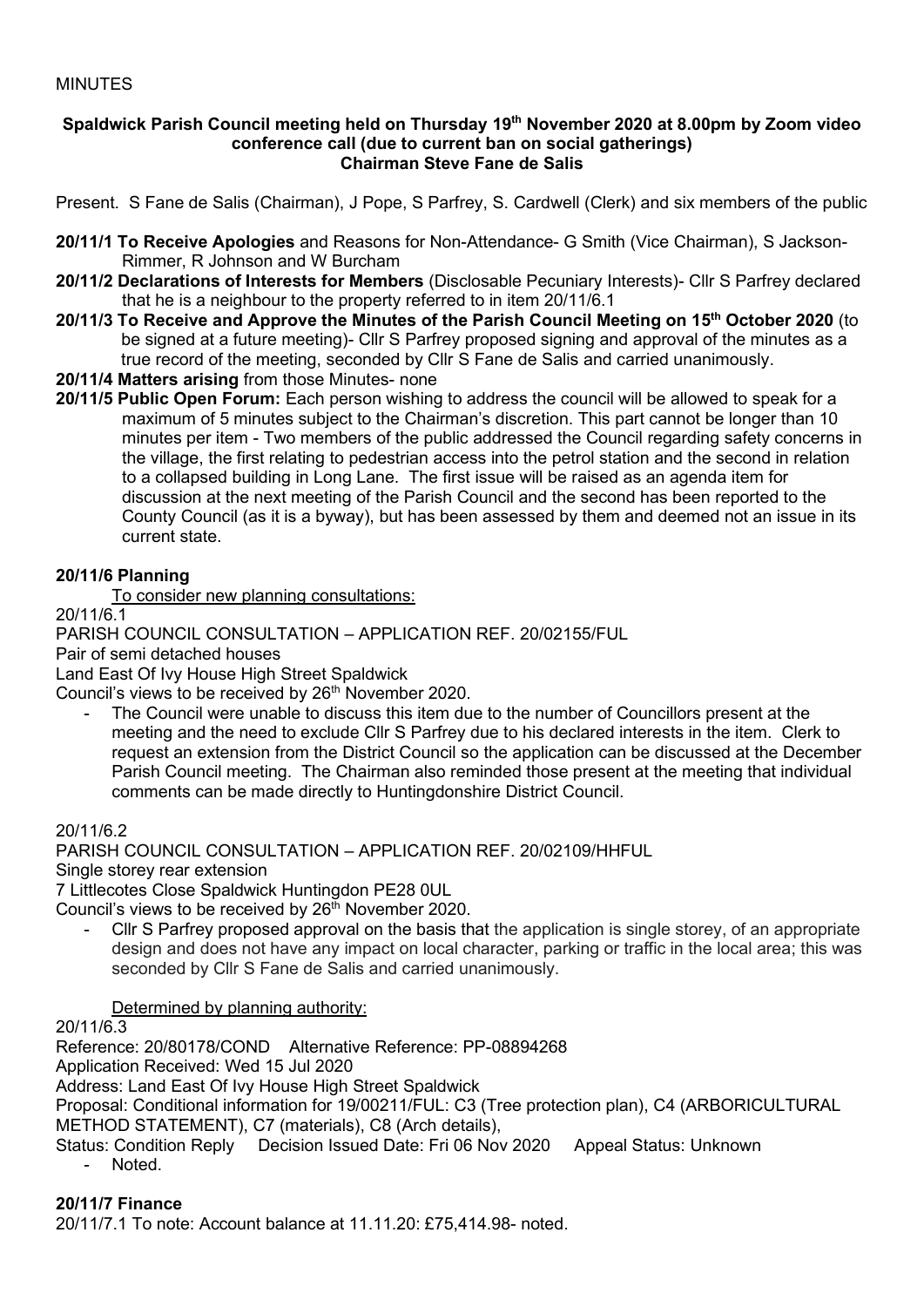MINUTES

**Spaldwick Parish Council meeting held on Thursday 19th November 2020 at 8.00pm by Zoom video conference call (due to current ban on social gatherings)**
**Chairman Steve Fane de Salis**

Present. S Fane de Salis (Chairman), J Pope, S Parfrey, S. Cardwell (Clerk) and six members of the public

**20/11/1 To Receive Apologies** and Reasons for Non-Attendance- G Smith (Vice Chairman), S Jackson-Rimmer, R Johnson and W Burcham

**20/11/2 Declarations of Interests for Members** (Disclosable Pecuniary Interests)- Cllr S Parfrey declared that he is a neighbour to the property referred to in item 20/11/6.1

**20/11/3 To Receive and Approve the Minutes of the Parish Council Meeting on 15th October 2020** (to be signed at a future meeting)- Cllr S Parfrey proposed signing and approval of the minutes as a true record of the meeting, seconded by Cllr S Fane de Salis and carried unanimously.

**20/11/4 Matters arising** from those Minutes- none

**20/11/5 Public Open Forum:** Each person wishing to address the council will be allowed to speak for a maximum of 5 minutes subject to the Chairman's discretion. This part cannot be longer than 10 minutes per item - Two members of the public addressed the Council regarding safety concerns in the village, the first relating to pedestrian access into the petrol station and the second in relation to a collapsed building in Long Lane. The first issue will be raised as an agenda item for discussion at the next meeting of the Parish Council and the second has been reported to the County Council (as it is a byway), but has been assessed by them and deemed not an issue in its current state.

**20/11/6 Planning**

To consider new planning consultations:

20/11/6.1

PARISH COUNCIL CONSULTATION – APPLICATION REF. 20/02155/FUL

Pair of semi detached houses

Land East Of Ivy House High Street Spaldwick

Council's views to be received by 26th November 2020.

- The Council were unable to discuss this item due to the number of Councillors present at the meeting and the need to exclude Cllr S Parfrey due to his declared interests in the item. Clerk to request an extension from the District Council so the application can be discussed at the December Parish Council meeting. The Chairman also reminded those present at the meeting that individual comments can be made directly to Huntingdonshire District Council.

20/11/6.2

PARISH COUNCIL CONSULTATION – APPLICATION REF. 20/02109/HHFUL

Single storey rear extension

7 Littlecotes Close Spaldwick Huntingdon PE28 0UL

Council's views to be received by 26th November 2020.

- Cllr S Parfrey proposed approval on the basis that the application is single storey, of an appropriate design and does not have any impact on local character, parking or traffic in the local area; this was seconded by Cllr S Fane de Salis and carried unanimously.

Determined by planning authority:

20/11/6.3

Reference: 20/80178/COND Alternative Reference: PP-08894268

Application Received: Wed 15 Jul 2020

Address: Land East Of Ivy House High Street Spaldwick

Proposal: Conditional information for 19/00211/FUL: C3 (Tree protection plan), C4 (ARBORICULTURAL METHOD STATEMENT), C7 (materials), C8 (Arch details),

Status: Condition Reply Decision Issued Date: Fri 06 Nov 2020 Appeal Status: Unknown

- Noted.

**20/11/7 Finance**

20/11/7.1 To note: Account balance at 11.11.20: £75,414.98- noted.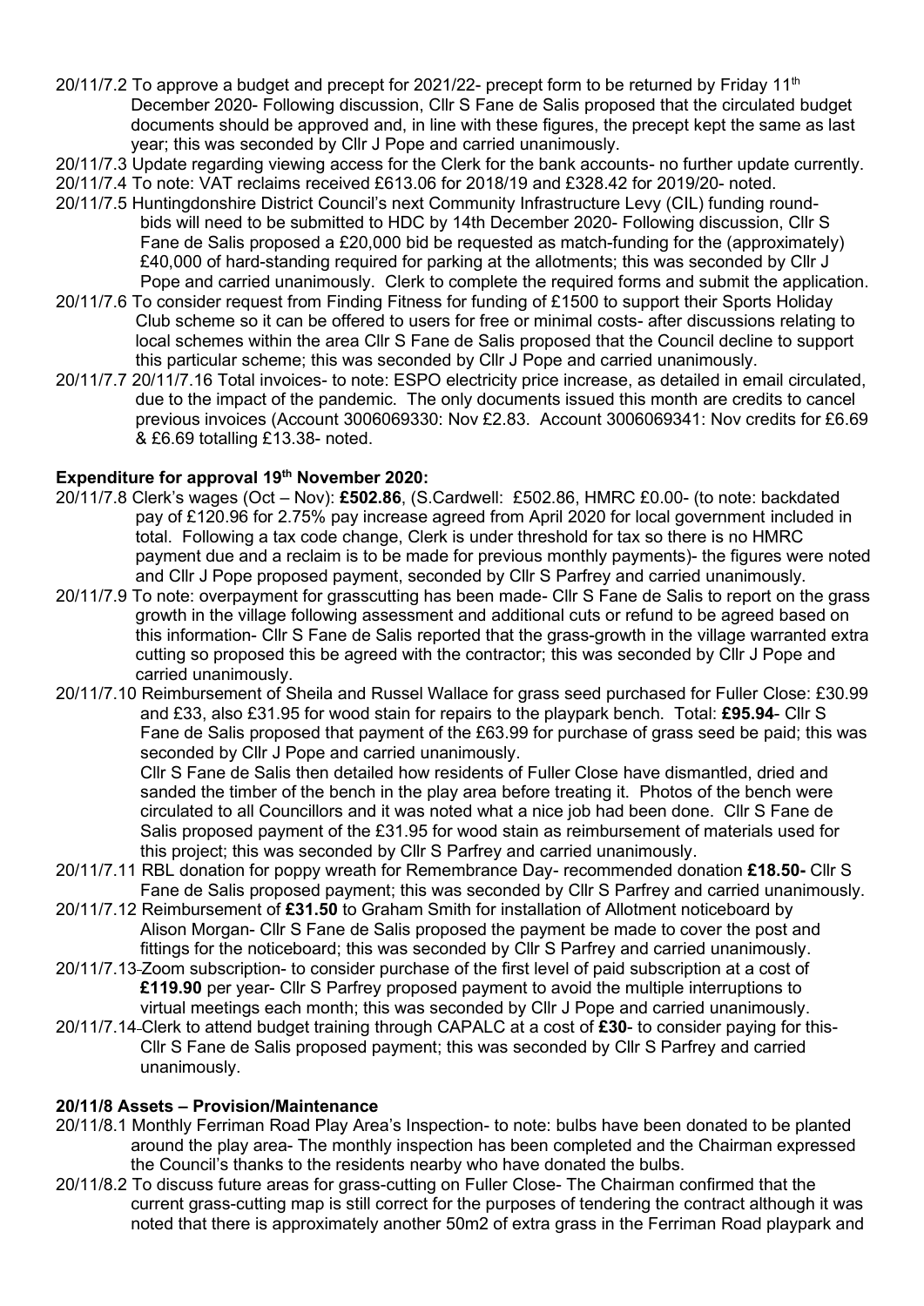20/11/7.2 To approve a budget and precept for 2021/22- precept form to be returned by Friday 11th December 2020- Following discussion, Cllr S Fane de Salis proposed that the circulated budget documents should be approved and, in line with these figures, the precept kept the same as last year; this was seconded by Cllr J Pope and carried unanimously.

20/11/7.3 Update regarding viewing access for the Clerk for the bank accounts- no further update currently.

20/11/7.4 To note: VAT reclaims received £613.06 for 2018/19 and £328.42 for 2019/20- noted.

20/11/7.5 Huntingdonshire District Council's next Community Infrastructure Levy (CIL) funding round- bids will need to be submitted to HDC by 14th December 2020- Following discussion, Cllr S Fane de Salis proposed a £20,000 bid be requested as match-funding for the (approximately) £40,000 of hard-standing required for parking at the allotments; this was seconded by Cllr J Pope and carried unanimously. Clerk to complete the required forms and submit the application.

20/11/7.6 To consider request from Finding Fitness for funding of £1500 to support their Sports Holiday Club scheme so it can be offered to users for free or minimal costs- after discussions relating to local schemes within the area Cllr S Fane de Salis proposed that the Council decline to support this particular scheme; this was seconded by Cllr J Pope and carried unanimously.

20/11/7.7 20/11/7.16 Total invoices- to note: ESPO electricity price increase, as detailed in email circulated, due to the impact of the pandemic. The only documents issued this month are credits to cancel previous invoices (Account 3006069330: Nov £2.83. Account 3006069341: Nov credits for £6.69 & £6.69 totalling £13.38- noted.

**Expenditure for approval 19th November 2020:**

20/11/7.8 Clerk's wages (Oct – Nov): **£502.86**, (S.Cardwell: £502.86, HMRC £0.00- (to note: backdated pay of £120.96 for 2.75% pay increase agreed from April 2020 for local government included in total. Following a tax code change, Clerk is under threshold for tax so there is no HMRC payment due and a reclaim is to be made for previous monthly payments)- the figures were noted and Cllr J Pope proposed payment, seconded by Cllr S Parfrey and carried unanimously.

20/11/7.9 To note: overpayment for grasscutting has been made- Cllr S Fane de Salis to report on the grass growth in the village following assessment and additional cuts or refund to be agreed based on this information- Cllr S Fane de Salis reported that the grass-growth in the village warranted extra cutting so proposed this be agreed with the contractor; this was seconded by Cllr J Pope and carried unanimously.

20/11/7.10 Reimbursement of Sheila and Russel Wallace for grass seed purchased for Fuller Close: £30.99 and £33, also £31.95 for wood stain for repairs to the playpark bench. Total: **£95.94**- Cllr S Fane de Salis proposed that payment of the £63.99 for purchase of grass seed be paid; this was seconded by Cllr J Pope and carried unanimously.
Cllr S Fane de Salis then detailed how residents of Fuller Close have dismantled, dried and sanded the timber of the bench in the play area before treating it. Photos of the bench were circulated to all Councillors and it was noted what a nice job had been done. Cllr S Fane de Salis proposed payment of the £31.95 for wood stain as reimbursement of materials used for this project; this was seconded by Cllr S Parfrey and carried unanimously.

20/11/7.11 RBL donation for poppy wreath for Remembrance Day- recommended donation **£18.50-** Cllr S Fane de Salis proposed payment; this was seconded by Cllr S Parfrey and carried unanimously.

20/11/7.12 Reimbursement of **£31.50** to Graham Smith for installation of Allotment noticeboard by Alison Morgan- Cllr S Fane de Salis proposed the payment be made to cover the post and fittings for the noticeboard; this was seconded by Cllr S Parfrey and carried unanimously.

20/11/7.13 Zoom subscription- to consider purchase of the first level of paid subscription at a cost of **£119.90** per year- Cllr S Parfrey proposed payment to avoid the multiple interruptions to virtual meetings each month; this was seconded by Cllr J Pope and carried unanimously.

20/11/7.14 Clerk to attend budget training through CAPALC at a cost of **£30**- to consider paying for this- Cllr S Fane de Salis proposed payment; this was seconded by Cllr S Parfrey and carried unanimously.

**20/11/8 Assets – Provision/Maintenance**

20/11/8.1 Monthly Ferriman Road Play Area's Inspection- to note: bulbs have been donated to be planted around the play area- The monthly inspection has been completed and the Chairman expressed the Council's thanks to the residents nearby who have donated the bulbs.

20/11/8.2 To discuss future areas for grass-cutting on Fuller Close- The Chairman confirmed that the current grass-cutting map is still correct for the purposes of tendering the contract although it was noted that there is approximately another 50m2 of extra grass in the Ferriman Road playpark and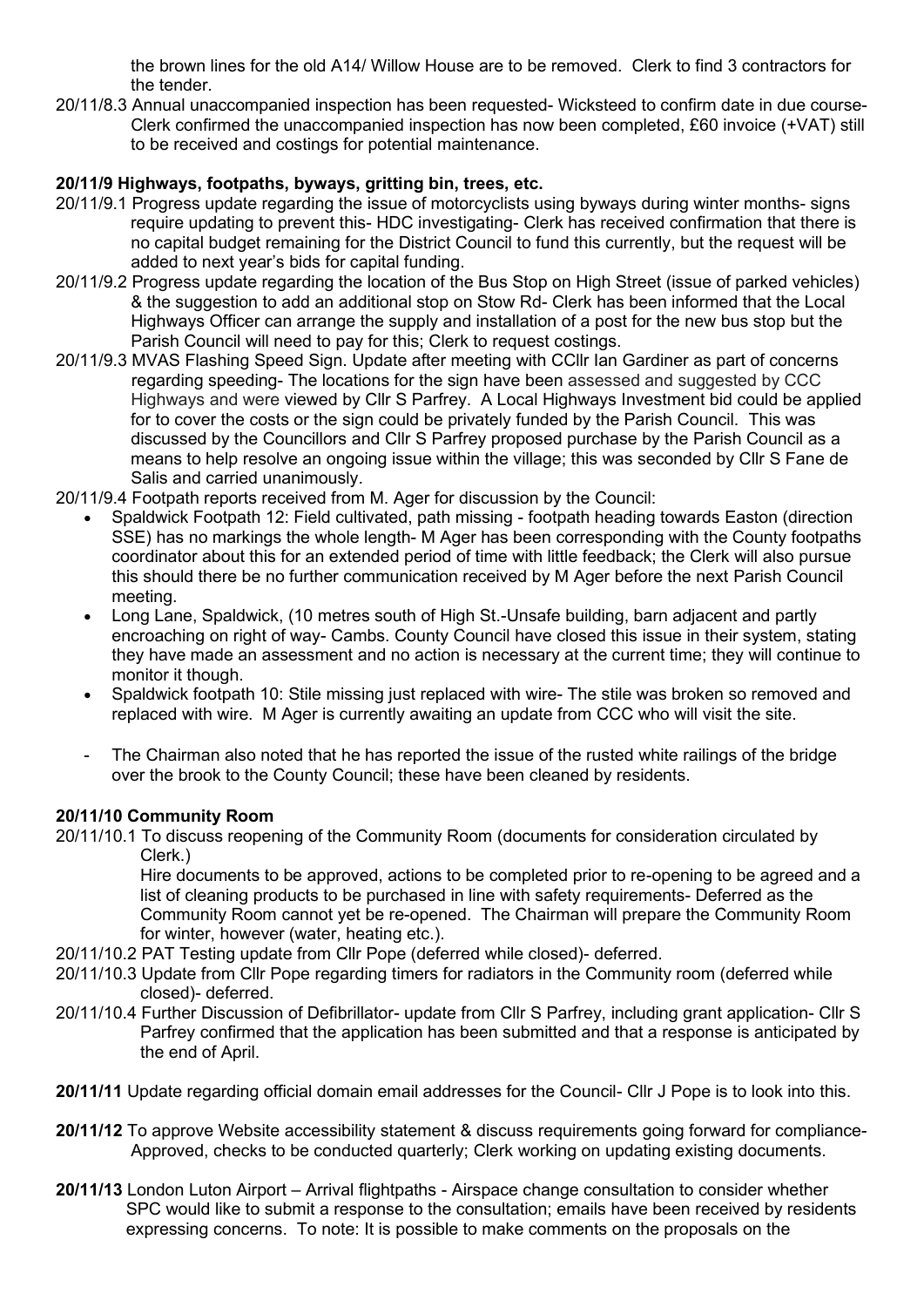the brown lines for the old A14/ Willow House are to be removed. Clerk to find 3 contractors for the tender.

20/11/8.3 Annual unaccompanied inspection has been requested- Wicksteed to confirm date in due course- Clerk confirmed the unaccompanied inspection has now been completed, £60 invoice (+VAT) still to be received and costings for potential maintenance.

**20/11/9 Highways, footpaths, byways, gritting bin, trees, etc.**

20/11/9.1 Progress update regarding the issue of motorcyclists using byways during winter months- signs require updating to prevent this- HDC investigating- Clerk has received confirmation that there is no capital budget remaining for the District Council to fund this currently, but the request will be added to next year's bids for capital funding.

20/11/9.2 Progress update regarding the location of the Bus Stop on High Street (issue of parked vehicles) & the suggestion to add an additional stop on Stow Rd- Clerk has been informed that the Local Highways Officer can arrange the supply and installation of a post for the new bus stop but the Parish Council will need to pay for this; Clerk to request costings.

20/11/9.3 MVAS Flashing Speed Sign. Update after meeting with CCllr Ian Gardiner as part of concerns regarding speeding- The locations for the sign have been assessed and suggested by CCC Highways and were viewed by Cllr S Parfrey. A Local Highways Investment bid could be applied for to cover the costs or the sign could be privately funded by the Parish Council. This was discussed by the Councillors and Cllr S Parfrey proposed purchase by the Parish Council as a means to help resolve an ongoing issue within the village; this was seconded by Cllr S Fane de Salis and carried unanimously.

20/11/9.4 Footpath reports received from M. Ager for discussion by the Council:

- Spaldwick Footpath 12: Field cultivated, path missing - footpath heading towards Easton (direction SSE) has no markings the whole length- M Ager has been corresponding with the County footpaths coordinator about this for an extended period of time with little feedback; the Clerk will also pursue this should there be no further communication received by M Ager before the next Parish Council meeting.
- Long Lane, Spaldwick, (10 metres south of High St.-Unsafe building, barn adjacent and partly encroaching on right of way- Cambs. County Council have closed this issue in their system, stating they have made an assessment and no action is necessary at the current time; they will continue to monitor it though.
- Spaldwick footpath 10: Stile missing just replaced with wire- The stile was broken so removed and replaced with wire. M Ager is currently awaiting an update from CCC who will visit the site.

- The Chairman also noted that he has reported the issue of the rusted white railings of the bridge over the brook to the County Council; these have been cleaned by residents.

**20/11/10 Community Room**

20/11/10.1 To discuss reopening of the Community Room (documents for consideration circulated by Clerk.)
Hire documents to be approved, actions to be completed prior to re-opening to be agreed and a list of cleaning products to be purchased in line with safety requirements- Deferred as the Community Room cannot yet be re-opened. The Chairman will prepare the Community Room for winter, however (water, heating etc.).

20/11/10.2 PAT Testing update from Cllr Pope (deferred while closed)- deferred.

20/11/10.3 Update from Cllr Pope regarding timers for radiators in the Community room (deferred while closed)- deferred.

20/11/10.4 Further Discussion of Defibrillator- update from Cllr S Parfrey, including grant application- Cllr S Parfrey confirmed that the application has been submitted and that a response is anticipated by the end of April.

**20/11/11** Update regarding official domain email addresses for the Council- Cllr J Pope is to look into this.

**20/11/12** To approve Website accessibility statement & discuss requirements going forward for compliance- Approved, checks to be conducted quarterly; Clerk working on updating existing documents.

**20/11/13** London Luton Airport – Arrival flightpaths - Airspace change consultation to consider whether SPC would like to submit a response to the consultation; emails have been received by residents expressing concerns. To note: It is possible to make comments on the proposals on the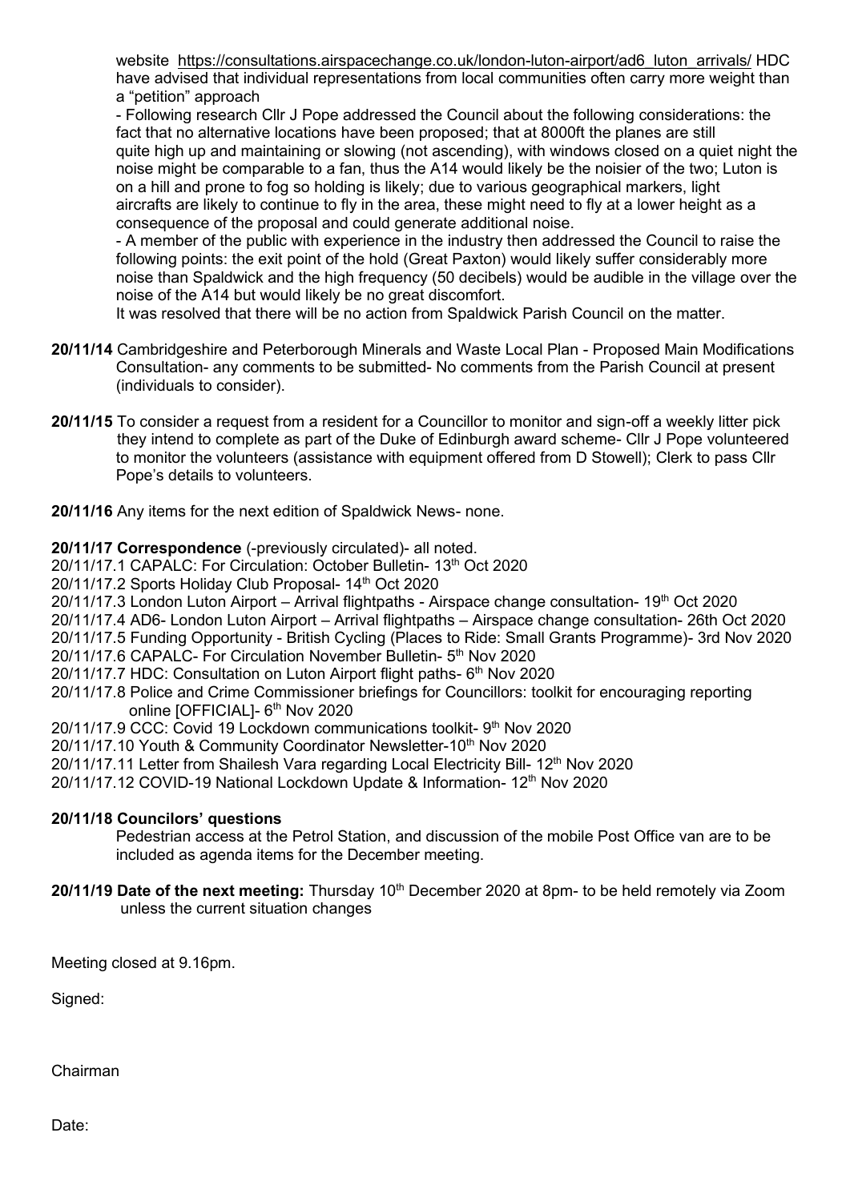website https://consultations.airspacechange.co.uk/london-luton-airport/ad6_luton_arrivals/ HDC have advised that individual representations from local communities often carry more weight than a "petition" approach

- Following research Cllr J Pope addressed the Council about the following considerations: the fact that no alternative locations have been proposed; that at 8000ft the planes are still quite high up and maintaining or slowing (not ascending), with windows closed on a quiet night the noise might be comparable to a fan, thus the A14 would likely be the noisier of the two; Luton is on a hill and prone to fog so holding is likely; due to various geographical markers, light aircrafts are likely to continue to fly in the area, these might need to fly at a lower height as a consequence of the proposal and could generate additional noise.
- A member of the public with experience in the industry then addressed the Council to raise the following points: the exit point of the hold (Great Paxton) would likely suffer considerably more noise than Spaldwick and the high frequency (50 decibels) would be audible in the village over the noise of the A14 but would likely be no great discomfort.

It was resolved that there will be no action from Spaldwick Parish Council on the matter.

**20/11/14** Cambridgeshire and Peterborough Minerals and Waste Local Plan - Proposed Main Modifications Consultation- any comments to be submitted- No comments from the Parish Council at present (individuals to consider).

**20/11/15** To consider a request from a resident for a Councillor to monitor and sign-off a weekly litter pick they intend to complete as part of the Duke of Edinburgh award scheme- Cllr J Pope volunteered to monitor the volunteers (assistance with equipment offered from D Stowell); Clerk to pass Cllr Pope's details to volunteers.

**20/11/16** Any items for the next edition of Spaldwick News- none.

**20/11/17 Correspondence** (-previously circulated)- all noted.

20/11/17.1 CAPALC: For Circulation: October Bulletin- 13th Oct 2020
20/11/17.2 Sports Holiday Club Proposal- 14th Oct 2020
20/11/17.3 London Luton Airport – Arrival flightpaths - Airspace change consultation- 19th Oct 2020
20/11/17.4 AD6- London Luton Airport – Arrival flightpaths – Airspace change consultation- 26th Oct 2020
20/11/17.5 Funding Opportunity - British Cycling (Places to Ride: Small Grants Programme)- 3rd Nov 2020
20/11/17.6 CAPALC- For Circulation November Bulletin- 5th Nov 2020
20/11/17.7 HDC: Consultation on Luton Airport flight paths- 6th Nov 2020
20/11/17.8 Police and Crime Commissioner briefings for Councillors: toolkit for encouraging reporting online [OFFICIAL]- 6th Nov 2020
20/11/17.9 CCC: Covid 19 Lockdown communications toolkit- 9th Nov 2020
20/11/17.10 Youth & Community Coordinator Newsletter-10th Nov 2020
20/11/17.11 Letter from Shailesh Vara regarding Local Electricity Bill- 12th Nov 2020
20/11/17.12 COVID-19 National Lockdown Update & Information- 12th Nov 2020

**20/11/18 Councilors' questions**

Pedestrian access at the Petrol Station, and discussion of the mobile Post Office van are to be included as agenda items for the December meeting.

**20/11/19 Date of the next meeting:** Thursday 10th December 2020 at 8pm- to be held remotely via Zoom unless the current situation changes

Meeting closed at 9.16pm.

Signed:

Chairman

Date: